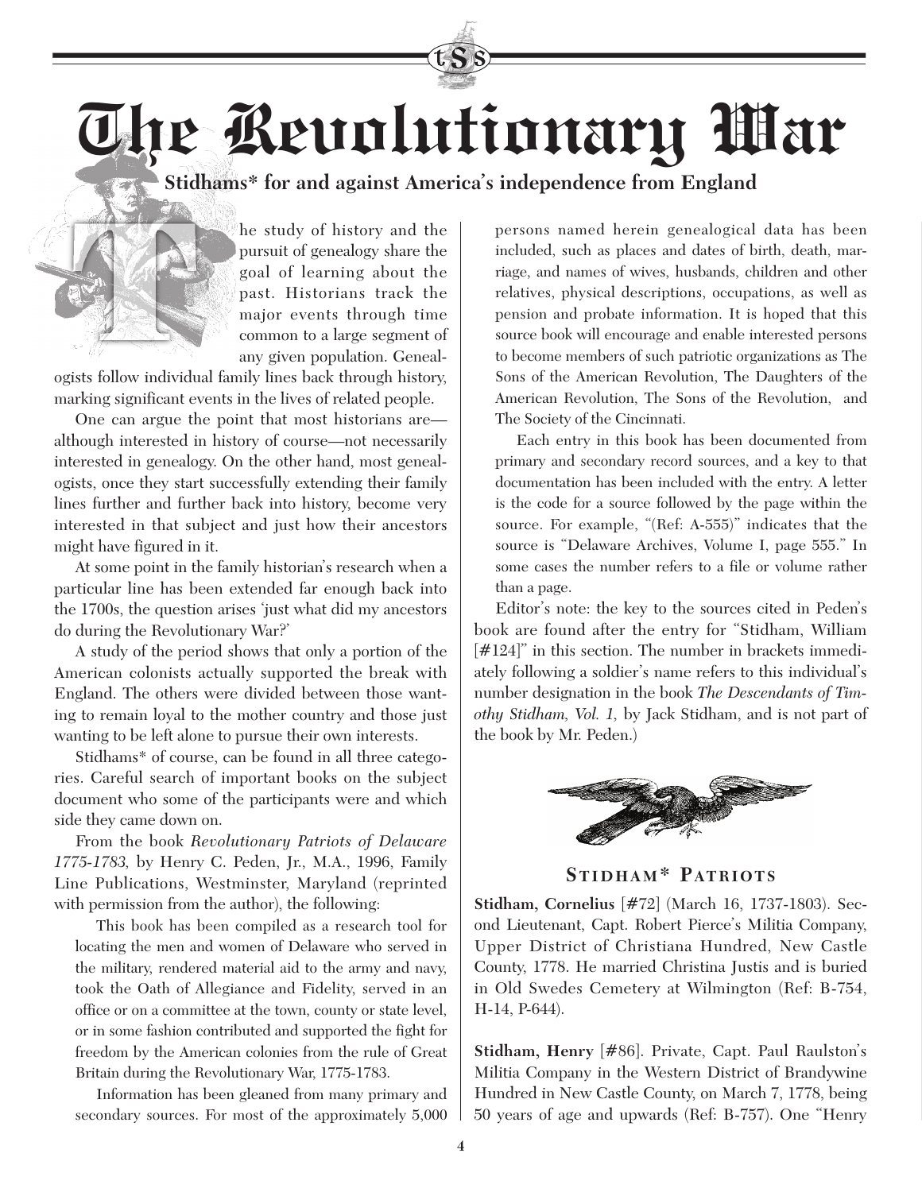# The Revolutionary War

**Stidhams* for and against America's independence from England**

The study of history and the pursuit of genealogy share the goal of learning about the past. Historians track the major events through time common to a large segment of any given population. Genealogists follow individual family lines back through history, marking significant events in the lives of related people.

One can argue the point that most historians are—although interested in history of course—not necessarily interested in genealogy. On the other hand, most genealogists, once they start successfully extending their family lines further and further back into history, become very interested in that subject and just how their ancestors might have figured in it.

At some point in the family historian's research when a particular line has been extended far enough back into the 1700s, the question arises 'just what did my ancestors do during the Revolutionary War?'

A study of the period shows that only a portion of the American colonists actually supported the break with England. The others were divided between those wanting to remain loyal to the mother country and those just wanting to be left alone to pursue their own interests.

Stidhams* of course, can be found in all three categories. Careful search of important books on the subject document who some of the participants were and which side they came down on.

From the book *Revolutionary Patriots of Delaware 1775-1783,* by Henry C. Peden, Jr., M.A., 1996, Family Line Publications, Westminster, Maryland (reprinted with permission from the author), the following:

> This book has been compiled as a research tool for locating the men and women of Delaware who served in the military, rendered material aid to the army and navy, took the Oath of Allegiance and Fidelity, served in an office or on a committee at the town, county or state level, or in some fashion contributed and supported the fight for freedom by the American colonies from the rule of Great Britain during the Revolutionary War, 1775-1783.
>
> Information has been gleaned from many primary and secondary sources. For most of the approximately 5,000 persons named herein genealogical data has been included, such as places and dates of birth, death, marriage, and names of wives, husbands, children and other relatives, physical descriptions, occupations, as well as pension and probate information. It is hoped that this source book will encourage and enable interested persons to become members of such patriotic organizations as The Sons of the American Revolution, The Daughters of the American Revolution, The Sons of the Revolution, and The Society of the Cincinnati.
>
> Each entry in this book has been documented from primary and secondary record sources, and a key to that documentation has been included with the entry. A letter is the code for a source followed by the page within the source. For example, "(Ref: A-555)" indicates that the source is "Delaware Archives, Volume I, page 555." In some cases the number refers to a file or volume rather than a page.

Editor's note: the key to the sources cited in Peden's book are found after the entry for "Stidham, William [#124]" in this section. The number in brackets immediately following a soldier's name refers to this individual's number designation in the book *The Descendants of Timothy Stidham, Vol. 1,* by Jack Stidham, and is not part of the book by Mr. Peden.)

## Stidham* Patriots

**Stidham, Cornelius** [#72] (March 16, 1737-1803). Second Lieutenant, Capt. Robert Pierce's Militia Company, Upper District of Christiana Hundred, New Castle County, 1778. He married Christina Justis and is buried in Old Swedes Cemetery at Wilmington (Ref: B-754, H-14, P-644).

**Stidham, Henry** [#86]. Private, Capt. Paul Raulston's Militia Company in the Western District of Brandywine Hundred in New Castle County, on March 7, 1778, being 50 years of age and upwards (Ref: B-757). One "Henry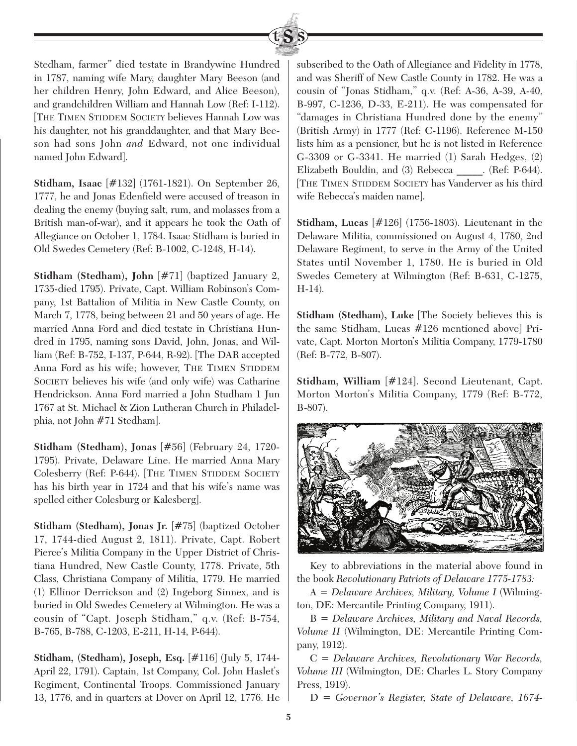Stedham, farmer" died testate in Brandywine Hundred in 1787, naming wife Mary, daughter Mary Beeson (and her children Henry, John Edward, and Alice Beeson), and grandchildren William and Hannah Low (Ref: I-112). [THE TIMEN STIDDEM SOCIETY believes Hannah Low was his daughter, not his granddaughter, and that Mary Beeson had sons John *and* Edward, not one individual named John Edward].

**Stidham, Isaac** [#132] (1761-1821). On September 26, 1777, he and Jonas Edenfield were accused of treason in dealing the enemy (buying salt, rum, and molasses from a British man-of-war), and it appears he took the Oath of Allegiance on October 1, 1784. Isaac Stidham is buried in Old Swedes Cemetery (Ref: B-1002, C-1248, H-14).

**Stidham (Stedham), John** [#71] (baptized January 2, 1735-died 1795). Private, Capt. William Robinson's Company, 1st Battalion of Militia in New Castle County, on March 7, 1778, being between 21 and 50 years of age. He married Anna Ford and died testate in Christiana Hundred in 1795, naming sons David, John, Jonas, and William (Ref: B-752, I-137, P-644, R-92). [The DAR accepted Anna Ford as his wife; however, THE TIMEN STIDDEM SOCIETY believes his wife (and only wife) was Catharine Hendrickson. Anna Ford married a John Studham 1 Jun 1767 at St. Michael & Zion Lutheran Church in Philadelphia, not John #71 Stedham].

**Stidham (Stedham), Jonas** [#56] (February 24, 1720-1795). Private, Delaware Line. He married Anna Mary Colesberry (Ref: P-644). [THE TIMEN STIDDEM SOCIETY has his birth year in 1724 and that his wife's name was spelled either Colesburg or Kalesberg].

**Stidham (Stedham), Jonas Jr.** [#75] (baptized October 17, 1744-died August 2, 1811). Private, Capt. Robert Pierce's Militia Company in the Upper District of Christiana Hundred, New Castle County, 1778. Private, 5th Class, Christiana Company of Militia, 1779. He married (1) Ellinor Derrickson and (2) Ingeborg Sinnex, and is buried in Old Swedes Cemetery at Wilmington. He was a cousin of "Capt. Joseph Stidham," q.v. (Ref: B-754, B-765, B-788, C-1203, E-211, H-14, P-644).

**Stidham, (Stedham), Joseph, Esq.** [#116] (July 5, 1744-April 22, 1791). Captain, 1st Company, Col. John Haslet's Regiment, Continental Troops. Commissioned January 13, 1776, and in quarters at Dover on April 12, 1776. He subscribed to the Oath of Allegiance and Fidelity in 1778, and was Sheriff of New Castle County in 1782. He was a cousin of "Jonas Stidham," q.v. (Ref: A-36, A-39, A-40, B-997, C-1236, D-33, E-211). He was compensated for "damages in Christiana Hundred done by the enemy" (British Army) in 1777 (Ref: C-1196). Reference M-150 lists him as a pensioner, but he is not listed in Reference G-3309 or G-3341. He married (1) Sarah Hedges, (2) Elizabeth Bouldin, and (3) Rebecca _____. (Ref: P-644). [THE TIMEN STIDDEM SOCIETY has Vanderver as his third wife Rebecca's maiden name].

**Stidham, Lucas** [#126] (1756-1803). Lieutenant in the Delaware Militia, commissioned on August 4, 1780, 2nd Delaware Regiment, to serve in the Army of the United States until November 1, 1780. He is buried in Old Swedes Cemetery at Wilmington (Ref: B-631, C-1275, H-14).

**Stidham (Stedham), Luke** [The Society believes this is the same Stidham, Lucas #126 mentioned above] Private, Capt. Morton Morton's Militia Company, 1779-1780 (Ref: B-772, B-807).

**Stidham, William** [#124]. Second Lieutenant, Capt. Morton Morton's Militia Company, 1779 (Ref: B-772, B-807).

Key to abbreviations in the material above found in the book *Revolutionary Patriots of Delaware 1775-1783:*

A = *Delaware Archives, Military, Volume I* (Wilmington, DE: Mercantile Printing Company, 1911).

B = *Delaware Archives, Military and Naval Records, Volume II* (Wilmington, DE: Mercantile Printing Company, 1912).

C = *Delaware Archives, Revolutionary War Records, Volume III* (Wilmington, DE: Charles L. Story Company Press, 1919).

D = *Governor's Register, State of Delaware, 1674-*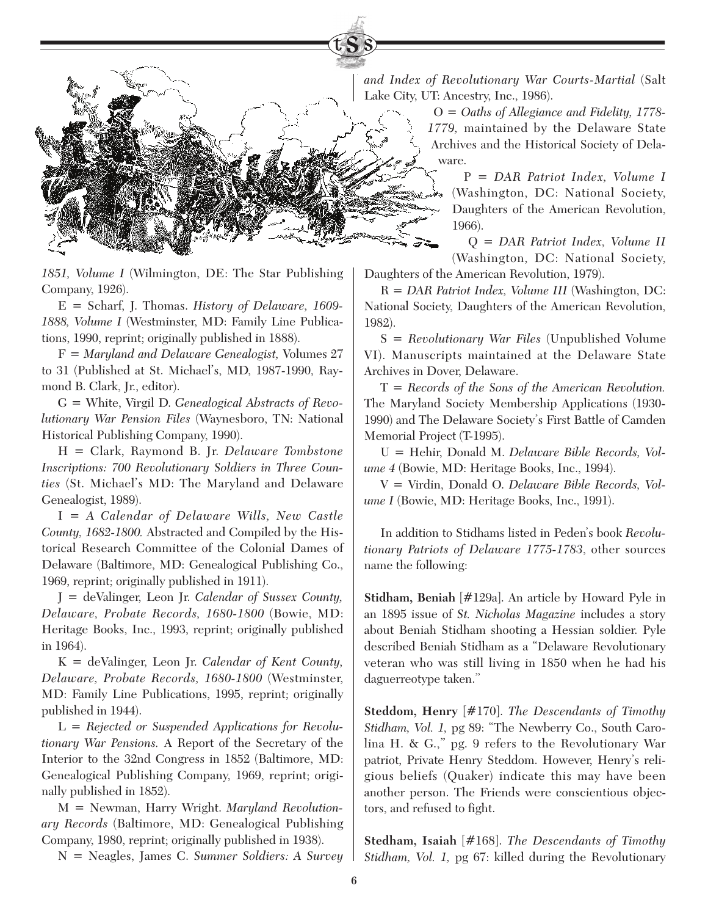*1851, Volume I* (Wilmington, DE: The Star Publishing Company, 1926).

E = Scharf, J. Thomas. *History of Delaware, 1609-1888, Volume I* (Westminster, MD: Family Line Publications, 1990, reprint; originally published in 1888).

F = *Maryland and Delaware Genealogist,* Volumes 27 to 31 (Published at St. Michael's, MD, 1987-1990, Raymond B. Clark, Jr., editor).

G = White, Virgil D. *Genealogical Abstracts of Revolutionary War Pension Files* (Waynesboro, TN: National Historical Publishing Company, 1990).

H = Clark, Raymond B. Jr. *Delaware Tombstone Inscriptions: 700 Revolutionary Soldiers in Three Counties* (St. Michael's MD: The Maryland and Delaware Genealogist, 1989).

I = *A Calendar of Delaware Wills, New Castle County, 1682-1800.* Abstracted and Compiled by the Historical Research Committee of the Colonial Dames of Delaware (Baltimore, MD: Genealogical Publishing Co., 1969, reprint; originally published in 1911).

J = deValinger, Leon Jr. *Calendar of Sussex County, Delaware, Probate Records, 1680-1800* (Bowie, MD: Heritage Books, Inc., 1993, reprint; originally published in 1964).

K = deValinger, Leon Jr. *Calendar of Kent County, Delaware, Probate Records, 1680-1800* (Westminster, MD: Family Line Publications, 1995, reprint; originally published in 1944).

L = *Rejected or Suspended Applications for Revolutionary War Pensions.* A Report of the Secretary of the Interior to the 32nd Congress in 1852 (Baltimore, MD: Genealogical Publishing Company, 1969, reprint; originally published in 1852).

M = Newman, Harry Wright. *Maryland Revolutionary Records* (Baltimore, MD: Genealogical Publishing Company, 1980, reprint; originally published in 1938).

N = Neagles, James C. *Summer Soldiers: A Survey and Index of Revolutionary War Courts-Martial* (Salt Lake City, UT: Ancestry, Inc., 1986).

O = *Oaths of Allegiance and Fidelity, 1778-1779,* maintained by the Delaware State Archives and the Historical Society of Delaware.

P = *DAR Patriot Index, Volume I* (Washington, DC: National Society, Daughters of the American Revolution, 1966).

Q = *DAR Patriot Index, Volume II* (Washington, DC: National Society, Daughters of the American Revolution, 1979).

R = *DAR Patriot Index, Volume III* (Washington, DC: National Society, Daughters of the American Revolution, 1982).

S = *Revolutionary War Files* (Unpublished Volume VI). Manuscripts maintained at the Delaware State Archives in Dover, Delaware.

T = *Records of the Sons of the American Revolution.* The Maryland Society Membership Applications (1930-1990) and The Delaware Society's First Battle of Camden Memorial Project (T-1995).

U = Hehir, Donald M. *Delaware Bible Records, Volume 4* (Bowie, MD: Heritage Books, Inc., 1994).

V = Virdin, Donald O. *Delaware Bible Records, Volume I* (Bowie, MD: Heritage Books, Inc., 1991).

In addition to Stidhams listed in Peden's book *Revolutionary Patriots of Delaware 1775-1783*, other sources name the following:

**Stidham, Beniah** [#129a]. An article by Howard Pyle in an 1895 issue of *St. Nicholas Magazine* includes a story about Beniah Stidham shooting a Hessian soldier. Pyle described Beniah Stidham as a "Delaware Revolutionary veteran who was still living in 1850 when he had his daguerreotype taken."

**Steddom, Henry** [#170]. *The Descendants of Timothy Stidham, Vol. 1,* pg 89: "The Newberry Co., South Carolina H. & G.," pg. 9 refers to the Revolutionary War patriot, Private Henry Steddom. However, Henry's religious beliefs (Quaker) indicate this may have been another person. The Friends were conscientious objectors, and refused to fight.

**Stedham, Isaiah** [#168]. *The Descendants of Timothy Stidham, Vol. 1,* pg 67: killed during the Revolutionary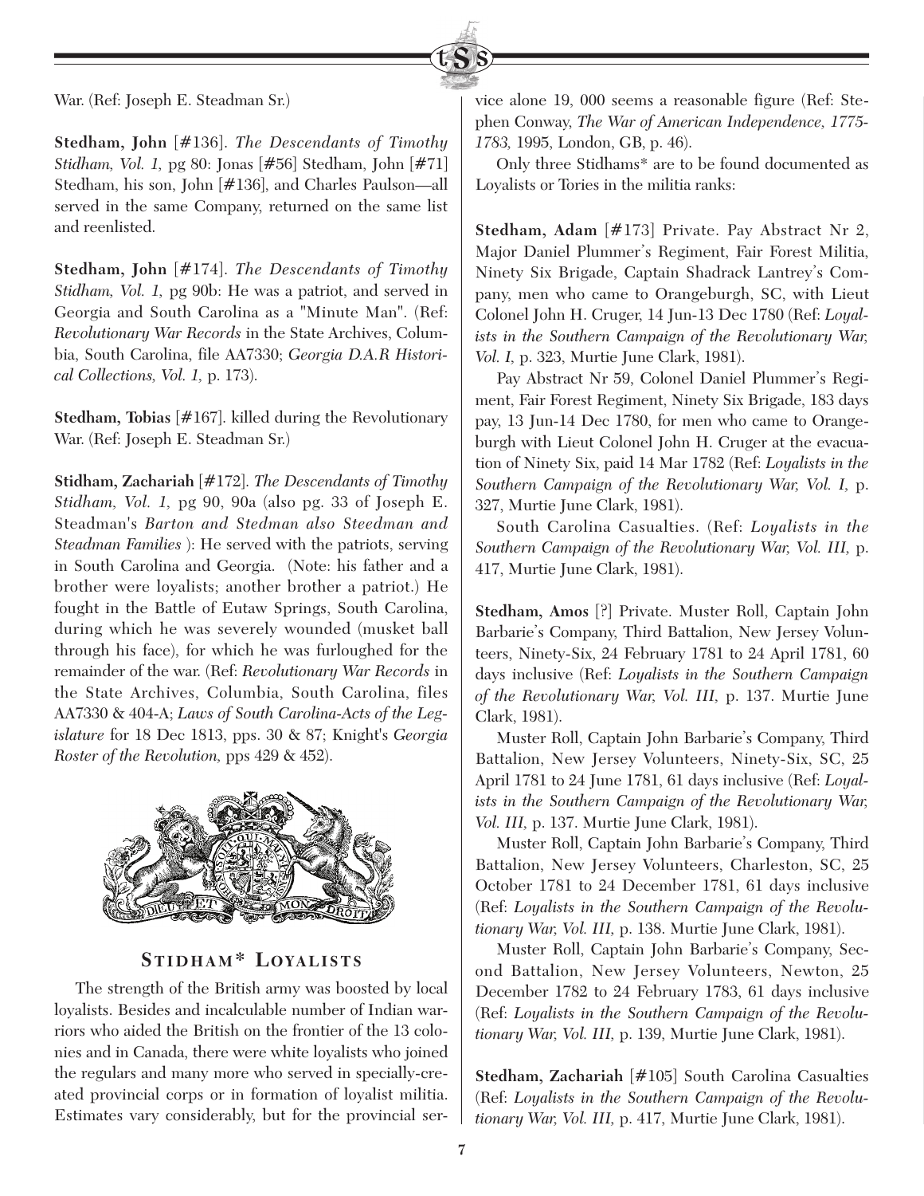War. (Ref: Joseph E. Steadman Sr.)

**Stedham, John** [#136]. *The Descendants of Timothy Stidham, Vol. 1,* pg 80: Jonas [#56] Stedham, John [#71] Stedham, his son, John [#136], and Charles Paulson—all served in the same Company, returned on the same list and reenlisted.

**Stedham, John** [#174]. *The Descendants of Timothy Stidham, Vol. 1,* pg 90b: He was a patriot, and served in Georgia and South Carolina as a "Minute Man". (Ref: *Revolutionary War Records* in the State Archives, Columbia, South Carolina, file AA7330; *Georgia D.A.R Historical Collections, Vol. 1,* p. 173).

**Stedham, Tobias** [#167]. killed during the Revolutionary War. (Ref: Joseph E. Steadman Sr.)

**Stidham, Zachariah** [#172]. *The Descendants of Timothy Stidham, Vol. 1,* pg 90, 90a (also pg. 33 of Joseph E. Steadman's *Barton and Stedman also Steedman and Steadman Families* ): He served with the patriots, serving in South Carolina and Georgia. (Note: his father and a brother were loyalists; another brother a patriot.) He fought in the Battle of Eutaw Springs, South Carolina, during which he was severely wounded (musket ball through his face), for which he was furloughed for the remainder of the war. (Ref: *Revolutionary War Records* in the State Archives, Columbia, South Carolina, files AA7330 & 404-A; *Laws of South Carolina-Acts of the Legislature* for 18 Dec 1813, pps. 30 & 87; Knight's *Georgia Roster of the Revolution,* pps 429 & 452).

## Stidham* Loyalists

The strength of the British army was boosted by local loyalists. Besides and incalculable number of Indian warriors who aided the British on the frontier of the 13 colonies and in Canada, there were white loyalists who joined the regulars and many more who served in specially-created provincial corps or in formation of loyalist militia. Estimates vary considerably, but for the provincial service alone 19, 000 seems a reasonable figure (Ref: Stephen Conway, *The War of American Independence, 1775-1783,* 1995, London, GB, p. 46).

Only three Stidhams* are to be found documented as Loyalists or Tories in the militia ranks:

**Stedham, Adam** [#173] Private. Pay Abstract Nr 2, Major Daniel Plummer's Regiment, Fair Forest Militia, Ninety Six Brigade, Captain Shadrack Lantrey's Company, men who came to Orangeburgh, SC, with Lieut Colonel John H. Cruger, 14 Jun-13 Dec 1780 (Ref: *Loyalists in the Southern Campaign of the Revolutionary War, Vol. I,* p. 323, Murtie June Clark, 1981).

Pay Abstract Nr 59, Colonel Daniel Plummer's Regiment, Fair Forest Regiment, Ninety Six Brigade, 183 days pay, 13 Jun-14 Dec 1780, for men who came to Orangeburgh with Lieut Colonel John H. Cruger at the evacuation of Ninety Six, paid 14 Mar 1782 (Ref: *Loyalists in the Southern Campaign of the Revolutionary War, Vol. I,* p. 327, Murtie June Clark, 1981).

South Carolina Casualties. (Ref: *Loyalists in the Southern Campaign of the Revolutionary War, Vol. III,* p. 417, Murtie June Clark, 1981).

**Stedham, Amos** [?] Private. Muster Roll, Captain John Barbarie's Company, Third Battalion, New Jersey Volunteers, Ninety-Six, 24 February 1781 to 24 April 1781, 60 days inclusive (Ref: *Loyalists in the Southern Campaign of the Revolutionary War, Vol. III,* p. 137. Murtie June Clark, 1981).

Muster Roll, Captain John Barbarie's Company, Third Battalion, New Jersey Volunteers, Ninety-Six, SC, 25 April 1781 to 24 June 1781, 61 days inclusive (Ref: *Loyalists in the Southern Campaign of the Revolutionary War, Vol. III,* p. 137. Murtie June Clark, 1981).

Muster Roll, Captain John Barbarie's Company, Third Battalion, New Jersey Volunteers, Charleston, SC, 25 October 1781 to 24 December 1781, 61 days inclusive (Ref: *Loyalists in the Southern Campaign of the Revolutionary War, Vol. III,* p. 138. Murtie June Clark, 1981).

Muster Roll, Captain John Barbarie's Company, Second Battalion, New Jersey Volunteers, Newton, 25 December 1782 to 24 February 1783, 61 days inclusive (Ref: *Loyalists in the Southern Campaign of the Revolutionary War, Vol. III,* p. 139, Murtie June Clark, 1981).

**Stedham, Zachariah** [#105] South Carolina Casualties (Ref: *Loyalists in the Southern Campaign of the Revolutionary War, Vol. III,* p. 417, Murtie June Clark, 1981).